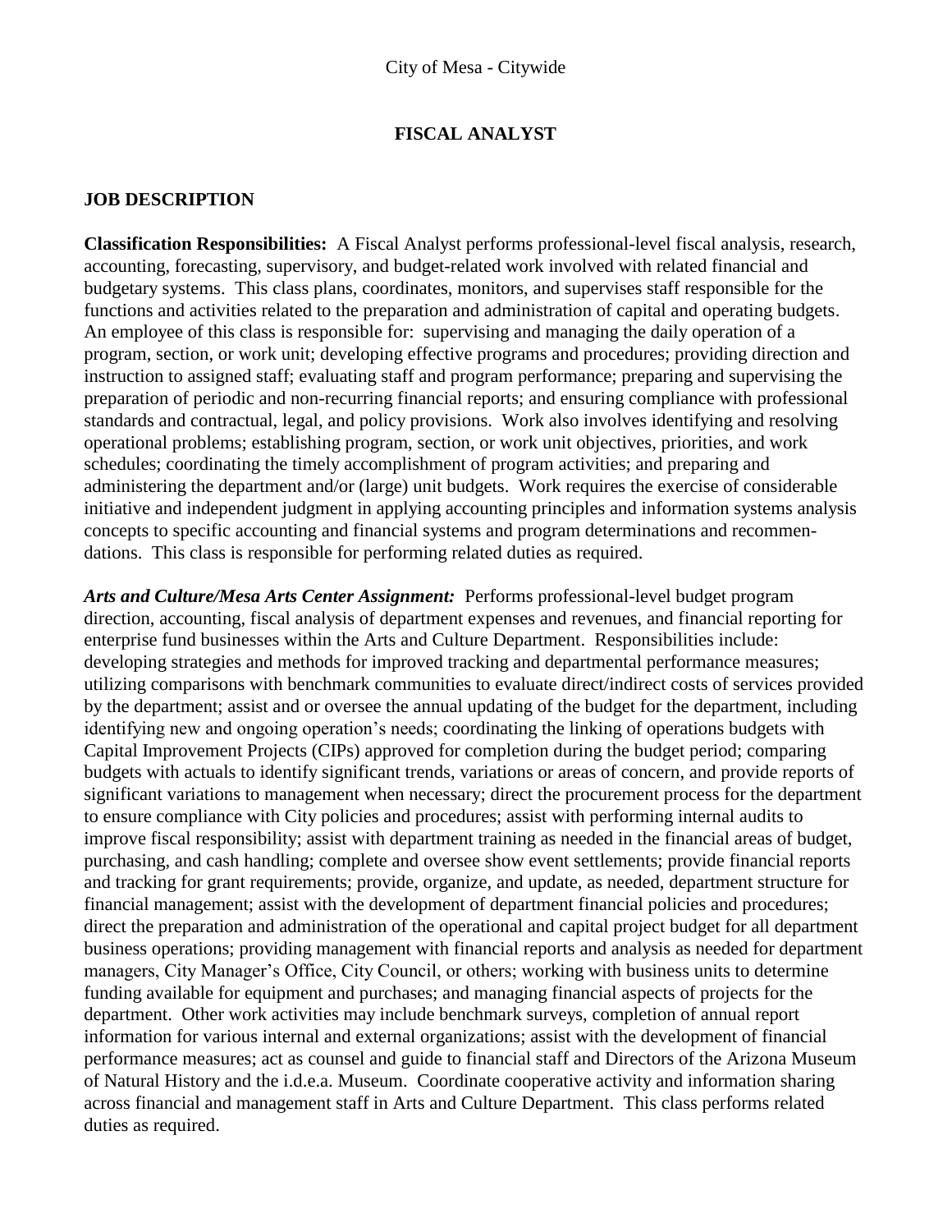City of Mesa - Citywide

# FISCAL ANALYST

## JOB DESCRIPTION

**Classification Responsibilities:** A Fiscal Analyst performs professional-level fiscal analysis, research, accounting, forecasting, supervisory, and budget-related work involved with related financial and budgetary systems. This class plans, coordinates, monitors, and supervises staff responsible for the functions and activities related to the preparation and administration of capital and operating budgets. An employee of this class is responsible for: supervising and managing the daily operation of a program, section, or work unit; developing effective programs and procedures; providing direction and instruction to assigned staff; evaluating staff and program performance; preparing and supervising the preparation of periodic and non-recurring financial reports; and ensuring compliance with professional standards and contractual, legal, and policy provisions. Work also involves identifying and resolving operational problems; establishing program, section, or work unit objectives, priorities, and work schedules; coordinating the timely accomplishment of program activities; and preparing and administering the department and/or (large) unit budgets. Work requires the exercise of considerable initiative and independent judgment in applying accounting principles and information systems analysis concepts to specific accounting and financial systems and program determinations and recommendations. This class is responsible for performing related duties as required.

***Arts and Culture/Mesa Arts Center Assignment:*** Performs professional-level budget program direction, accounting, fiscal analysis of department expenses and revenues, and financial reporting for enterprise fund businesses within the Arts and Culture Department. Responsibilities include: developing strategies and methods for improved tracking and departmental performance measures; utilizing comparisons with benchmark communities to evaluate direct/indirect costs of services provided by the department; assist and or oversee the annual updating of the budget for the department, including identifying new and ongoing operation's needs; coordinating the linking of operations budgets with Capital Improvement Projects (CIPs) approved for completion during the budget period; comparing budgets with actuals to identify significant trends, variations or areas of concern, and provide reports of significant variations to management when necessary; direct the procurement process for the department to ensure compliance with City policies and procedures; assist with performing internal audits to improve fiscal responsibility; assist with department training as needed in the financial areas of budget, purchasing, and cash handling; complete and oversee show event settlements; provide financial reports and tracking for grant requirements; provide, organize, and update, as needed, department structure for financial management; assist with the development of department financial policies and procedures; direct the preparation and administration of the operational and capital project budget for all department business operations; providing management with financial reports and analysis as needed for department managers, City Manager's Office, City Council, or others; working with business units to determine funding available for equipment and purchases; and managing financial aspects of projects for the department. Other work activities may include benchmark surveys, completion of annual report information for various internal and external organizations; assist with the development of financial performance measures; act as counsel and guide to financial staff and Directors of the Arizona Museum of Natural History and the i.d.e.a. Museum. Coordinate cooperative activity and information sharing across financial and management staff in Arts and Culture Department. This class performs related duties as required.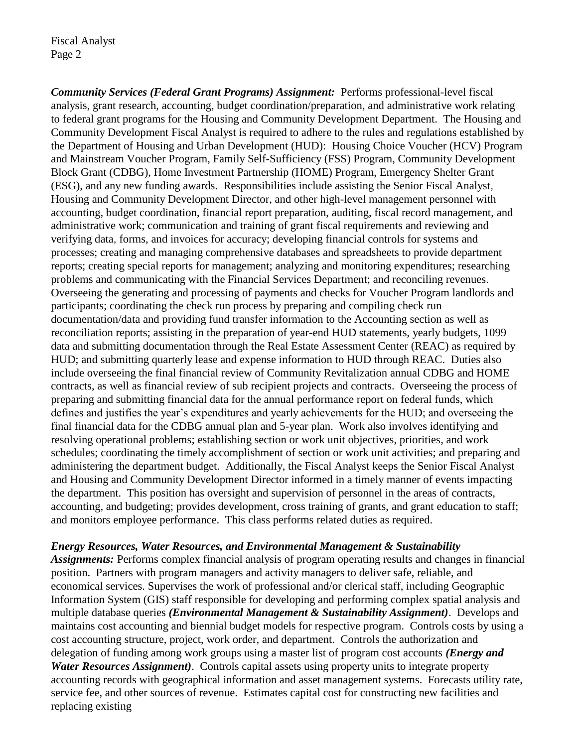***Community Services (Federal Grant Programs) Assignment:*** Performs professional-level fiscal analysis, grant research, accounting, budget coordination/preparation, and administrative work relating to federal grant programs for the Housing and Community Development Department. The Housing and Community Development Fiscal Analyst is required to adhere to the rules and regulations established by the Department of Housing and Urban Development (HUD): Housing Choice Voucher (HCV) Program and Mainstream Voucher Program, Family Self-Sufficiency (FSS) Program, Community Development Block Grant (CDBG), Home Investment Partnership (HOME) Program, Emergency Shelter Grant (ESG), and any new funding awards. Responsibilities include assisting the Senior Fiscal Analyst, Housing and Community Development Director, and other high-level management personnel with accounting, budget coordination, financial report preparation, auditing, fiscal record management, and administrative work; communication and training of grant fiscal requirements and reviewing and verifying data, forms, and invoices for accuracy; developing financial controls for systems and processes; creating and managing comprehensive databases and spreadsheets to provide department reports; creating special reports for management; analyzing and monitoring expenditures; researching problems and communicating with the Financial Services Department; and reconciling revenues. Overseeing the generating and processing of payments and checks for Voucher Program landlords and participants; coordinating the check run process by preparing and compiling check run documentation/data and providing fund transfer information to the Accounting section as well as reconciliation reports; assisting in the preparation of year-end HUD statements, yearly budgets, 1099 data and submitting documentation through the Real Estate Assessment Center (REAC) as required by HUD; and submitting quarterly lease and expense information to HUD through REAC. Duties also include overseeing the final financial review of Community Revitalization annual CDBG and HOME contracts, as well as financial review of sub recipient projects and contracts. Overseeing the process of preparing and submitting financial data for the annual performance report on federal funds, which defines and justifies the year's expenditures and yearly achievements for the HUD; and overseeing the final financial data for the CDBG annual plan and 5-year plan. Work also involves identifying and resolving operational problems; establishing section or work unit objectives, priorities, and work schedules; coordinating the timely accomplishment of section or work unit activities; and preparing and administering the department budget. Additionally, the Fiscal Analyst keeps the Senior Fiscal Analyst and Housing and Community Development Director informed in a timely manner of events impacting the department. This position has oversight and supervision of personnel in the areas of contracts, accounting, and budgeting; provides development, cross training of grants, and grant education to staff; and monitors employee performance. This class performs related duties as required.

***Energy Resources, Water Resources, and Environmental Management & Sustainability Assignments:*** Performs complex financial analysis of program operating results and changes in financial position. Partners with program managers and activity managers to deliver safe, reliable, and economical services. Supervises the work of professional and/or clerical staff, including Geographic Information System (GIS) staff responsible for developing and performing complex spatial analysis and multiple database queries ***(Environmental Management & Sustainability Assignment)***. Develops and maintains cost accounting and biennial budget models for respective program. Controls costs by using a cost accounting structure, project, work order, and department. Controls the authorization and delegation of funding among work groups using a master list of program cost accounts ***(Energy and Water Resources Assignment)***. Controls capital assets using property units to integrate property accounting records with geographical information and asset management systems. Forecasts utility rate, service fee, and other sources of revenue. Estimates capital cost for constructing new facilities and replacing existing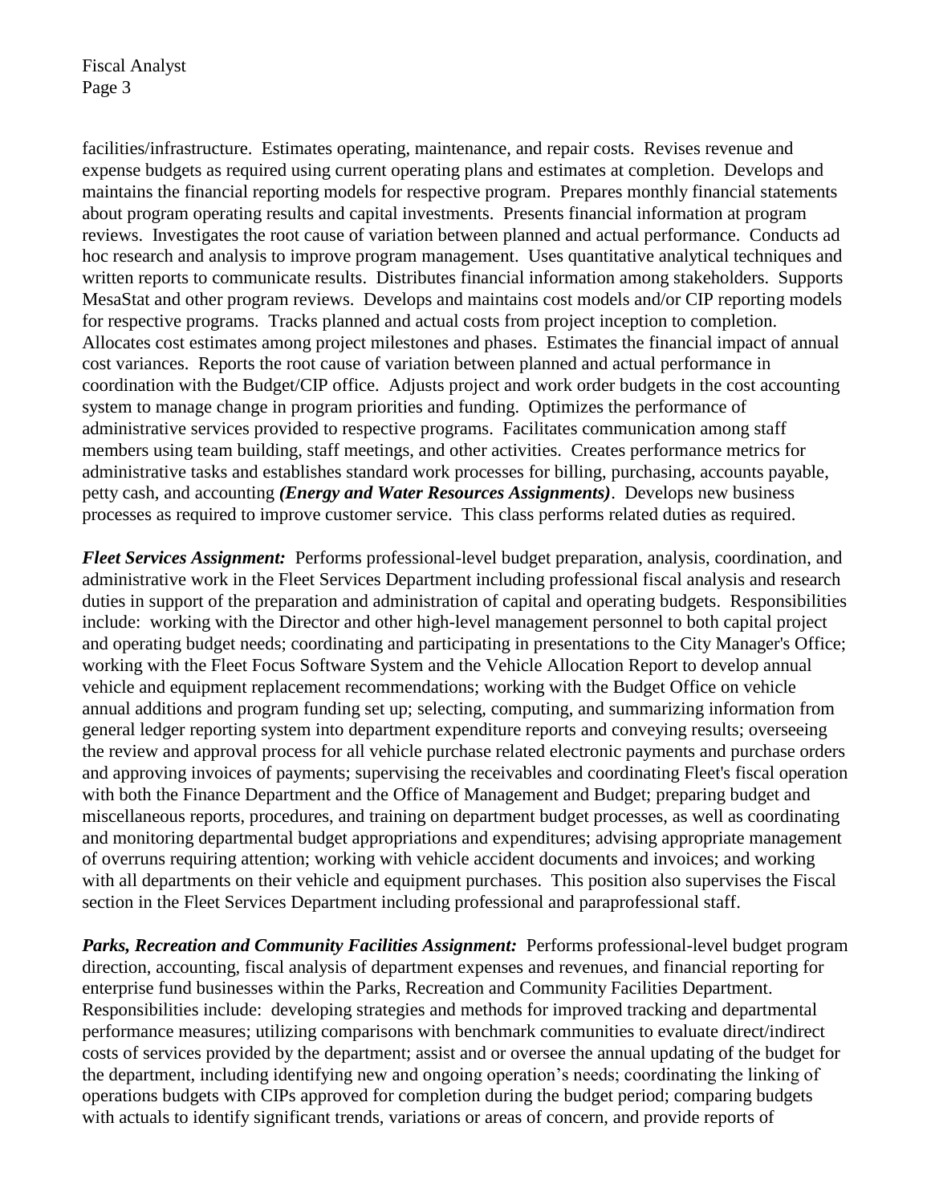facilities/infrastructure. Estimates operating, maintenance, and repair costs. Revises revenue and expense budgets as required using current operating plans and estimates at completion. Develops and maintains the financial reporting models for respective program. Prepares monthly financial statements about program operating results and capital investments. Presents financial information at program reviews. Investigates the root cause of variation between planned and actual performance. Conducts ad hoc research and analysis to improve program management. Uses quantitative analytical techniques and written reports to communicate results. Distributes financial information among stakeholders. Supports MesaStat and other program reviews. Develops and maintains cost models and/or CIP reporting models for respective programs. Tracks planned and actual costs from project inception to completion. Allocates cost estimates among project milestones and phases. Estimates the financial impact of annual cost variances. Reports the root cause of variation between planned and actual performance in coordination with the Budget/CIP office. Adjusts project and work order budgets in the cost accounting system to manage change in program priorities and funding. Optimizes the performance of administrative services provided to respective programs. Facilitates communication among staff members using team building, staff meetings, and other activities. Creates performance metrics for administrative tasks and establishes standard work processes for billing, purchasing, accounts payable, petty cash, and accounting ***(Energy and Water Resources Assignments)***. Develops new business processes as required to improve customer service. This class performs related duties as required.

***Fleet Services Assignment:*** Performs professional-level budget preparation, analysis, coordination, and administrative work in the Fleet Services Department including professional fiscal analysis and research duties in support of the preparation and administration of capital and operating budgets. Responsibilities include: working with the Director and other high-level management personnel to both capital project and operating budget needs; coordinating and participating in presentations to the City Manager's Office; working with the Fleet Focus Software System and the Vehicle Allocation Report to develop annual vehicle and equipment replacement recommendations; working with the Budget Office on vehicle annual additions and program funding set up; selecting, computing, and summarizing information from general ledger reporting system into department expenditure reports and conveying results; overseeing the review and approval process for all vehicle purchase related electronic payments and purchase orders and approving invoices of payments; supervising the receivables and coordinating Fleet's fiscal operation with both the Finance Department and the Office of Management and Budget; preparing budget and miscellaneous reports, procedures, and training on department budget processes, as well as coordinating and monitoring departmental budget appropriations and expenditures; advising appropriate management of overruns requiring attention; working with vehicle accident documents and invoices; and working with all departments on their vehicle and equipment purchases. This position also supervises the Fiscal section in the Fleet Services Department including professional and paraprofessional staff.

***Parks, Recreation and Community Facilities Assignment:*** Performs professional-level budget program direction, accounting, fiscal analysis of department expenses and revenues, and financial reporting for enterprise fund businesses within the Parks, Recreation and Community Facilities Department. Responsibilities include: developing strategies and methods for improved tracking and departmental performance measures; utilizing comparisons with benchmark communities to evaluate direct/indirect costs of services provided by the department; assist and or oversee the annual updating of the budget for the department, including identifying new and ongoing operation's needs; coordinating the linking of operations budgets with CIPs approved for completion during the budget period; comparing budgets with actuals to identify significant trends, variations or areas of concern, and provide reports of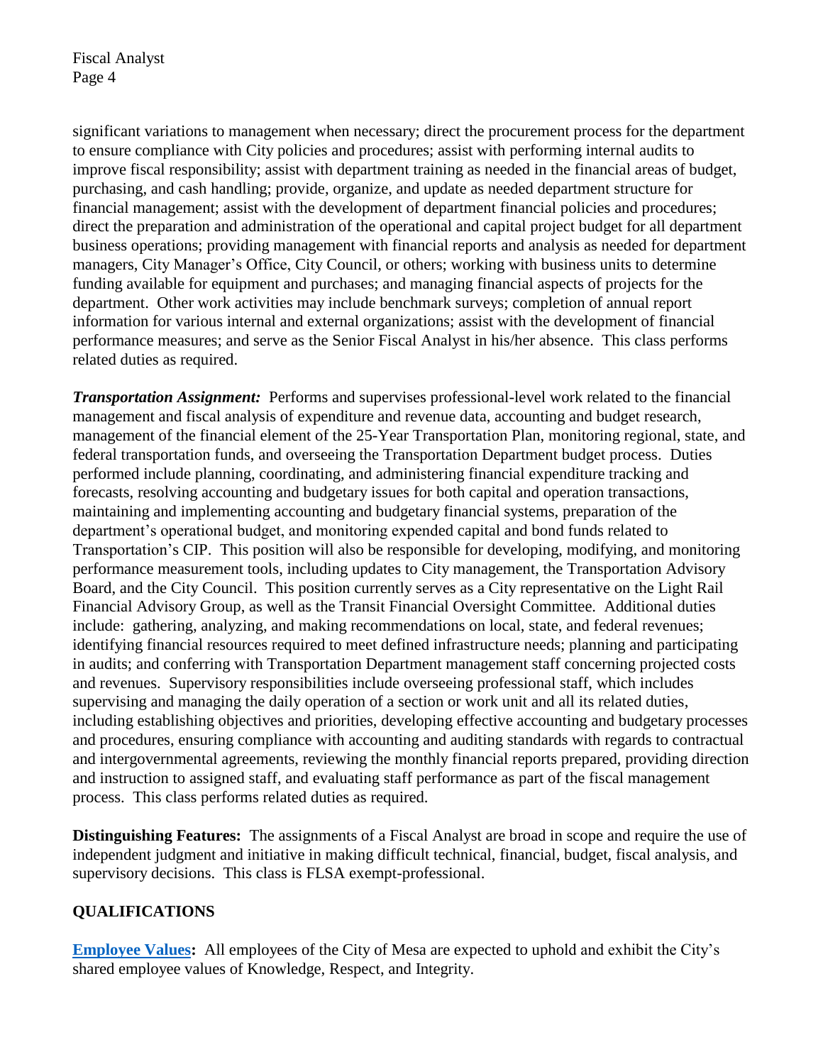significant variations to management when necessary; direct the procurement process for the department to ensure compliance with City policies and procedures; assist with performing internal audits to improve fiscal responsibility; assist with department training as needed in the financial areas of budget, purchasing, and cash handling; provide, organize, and update as needed department structure for financial management; assist with the development of department financial policies and procedures; direct the preparation and administration of the operational and capital project budget for all department business operations; providing management with financial reports and analysis as needed for department managers, City Manager's Office, City Council, or others; working with business units to determine funding available for equipment and purchases; and managing financial aspects of projects for the department. Other work activities may include benchmark surveys; completion of annual report information for various internal and external organizations; assist with the development of financial performance measures; and serve as the Senior Fiscal Analyst in his/her absence. This class performs related duties as required.

***Transportation Assignment:*** Performs and supervises professional-level work related to the financial management and fiscal analysis of expenditure and revenue data, accounting and budget research, management of the financial element of the 25-Year Transportation Plan, monitoring regional, state, and federal transportation funds, and overseeing the Transportation Department budget process. Duties performed include planning, coordinating, and administering financial expenditure tracking and forecasts, resolving accounting and budgetary issues for both capital and operation transactions, maintaining and implementing accounting and budgetary financial systems, preparation of the department's operational budget, and monitoring expended capital and bond funds related to Transportation's CIP. This position will also be responsible for developing, modifying, and monitoring performance measurement tools, including updates to City management, the Transportation Advisory Board, and the City Council. This position currently serves as a City representative on the Light Rail Financial Advisory Group, as well as the Transit Financial Oversight Committee. Additional duties include: gathering, analyzing, and making recommendations on local, state, and federal revenues; identifying financial resources required to meet defined infrastructure needs; planning and participating in audits; and conferring with Transportation Department management staff concerning projected costs and revenues. Supervisory responsibilities include overseeing professional staff, which includes supervising and managing the daily operation of a section or work unit and all its related duties, including establishing objectives and priorities, developing effective accounting and budgetary processes and procedures, ensuring compliance with accounting and auditing standards with regards to contractual and intergovernmental agreements, reviewing the monthly financial reports prepared, providing direction and instruction to assigned staff, and evaluating staff performance as part of the fiscal management process. This class performs related duties as required.

**Distinguishing Features:** The assignments of a Fiscal Analyst are broad in scope and require the use of independent judgment and initiative in making difficult technical, financial, budget, fiscal analysis, and supervisory decisions. This class is FLSA exempt-professional.

## QUALIFICATIONS

**Employee Values:** All employees of the City of Mesa are expected to uphold and exhibit the City's shared employee values of Knowledge, Respect, and Integrity.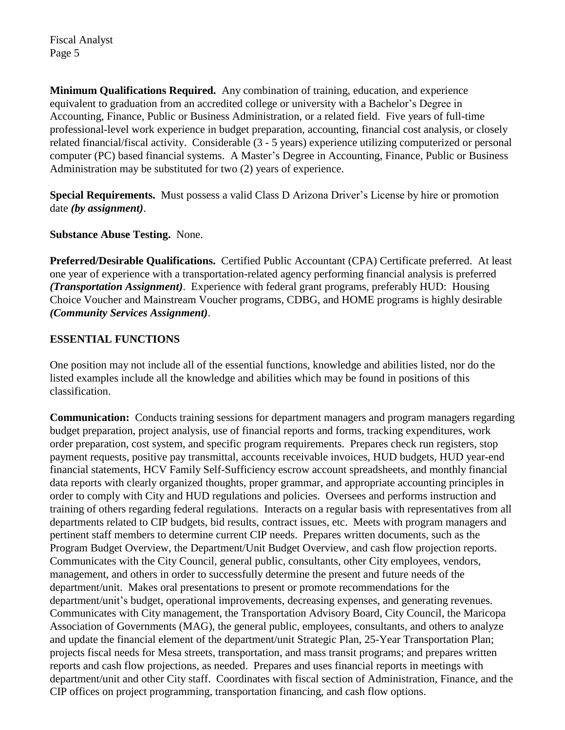**Minimum Qualifications Required.** Any combination of training, education, and experience equivalent to graduation from an accredited college or university with a Bachelor's Degree in Accounting, Finance, Public or Business Administration, or a related field. Five years of full-time professional-level work experience in budget preparation, accounting, financial cost analysis, or closely related financial/fiscal activity. Considerable (3 - 5 years) experience utilizing computerized or personal computer (PC) based financial systems. A Master's Degree in Accounting, Finance, Public or Business Administration may be substituted for two (2) years of experience.

**Special Requirements.** Must possess a valid Class D Arizona Driver's License by hire or promotion date ***(by assignment)***.

**Substance Abuse Testing.** None.

**Preferred/Desirable Qualifications.** Certified Public Accountant (CPA) Certificate preferred. At least one year of experience with a transportation-related agency performing financial analysis is preferred ***(Transportation Assignment)***. Experience with federal grant programs, preferably HUD: Housing Choice Voucher and Mainstream Voucher programs, CDBG, and HOME programs is highly desirable ***(Community Services Assignment)***.

## ESSENTIAL FUNCTIONS

One position may not include all of the essential functions, knowledge and abilities listed, nor do the listed examples include all the knowledge and abilities which may be found in positions of this classification.

**Communication:** Conducts training sessions for department managers and program managers regarding budget preparation, project analysis, use of financial reports and forms, tracking expenditures, work order preparation, cost system, and specific program requirements. Prepares check run registers, stop payment requests, positive pay transmittal, accounts receivable invoices, HUD budgets, HUD year-end financial statements, HCV Family Self-Sufficiency escrow account spreadsheets, and monthly financial data reports with clearly organized thoughts, proper grammar, and appropriate accounting principles in order to comply with City and HUD regulations and policies. Oversees and performs instruction and training of others regarding federal regulations. Interacts on a regular basis with representatives from all departments related to CIP budgets, bid results, contract issues, etc. Meets with program managers and pertinent staff members to determine current CIP needs. Prepares written documents, such as the Program Budget Overview, the Department/Unit Budget Overview, and cash flow projection reports. Communicates with the City Council, general public, consultants, other City employees, vendors, management, and others in order to successfully determine the present and future needs of the department/unit. Makes oral presentations to present or promote recommendations for the department/unit's budget, operational improvements, decreasing expenses, and generating revenues. Communicates with City management, the Transportation Advisory Board, City Council, the Maricopa Association of Governments (MAG), the general public, employees, consultants, and others to analyze and update the financial element of the department/unit Strategic Plan, 25-Year Transportation Plan; projects fiscal needs for Mesa streets, transportation, and mass transit programs; and prepares written reports and cash flow projections, as needed. Prepares and uses financial reports in meetings with department/unit and other City staff. Coordinates with fiscal section of Administration, Finance, and the CIP offices on project programming, transportation financing, and cash flow options.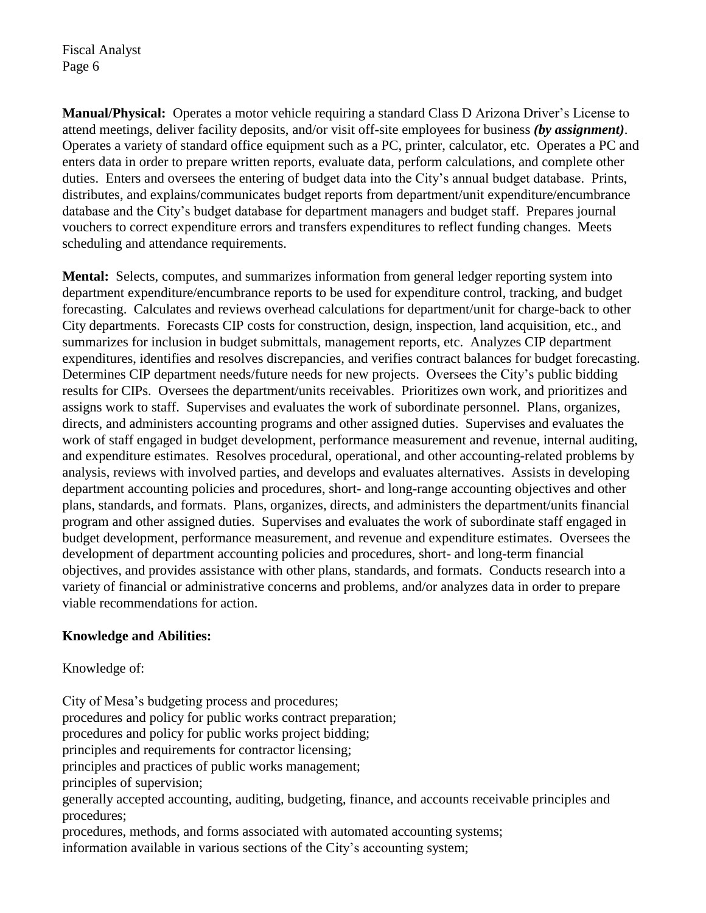**Manual/Physical:** Operates a motor vehicle requiring a standard Class D Arizona Driver's License to attend meetings, deliver facility deposits, and/or visit off-site employees for business ***(by assignment)***. Operates a variety of standard office equipment such as a PC, printer, calculator, etc. Operates a PC and enters data in order to prepare written reports, evaluate data, perform calculations, and complete other duties. Enters and oversees the entering of budget data into the City's annual budget database. Prints, distributes, and explains/communicates budget reports from department/unit expenditure/encumbrance database and the City's budget database for department managers and budget staff. Prepares journal vouchers to correct expenditure errors and transfers expenditures to reflect funding changes. Meets scheduling and attendance requirements.

**Mental:** Selects, computes, and summarizes information from general ledger reporting system into department expenditure/encumbrance reports to be used for expenditure control, tracking, and budget forecasting. Calculates and reviews overhead calculations for department/unit for charge-back to other City departments. Forecasts CIP costs for construction, design, inspection, land acquisition, etc., and summarizes for inclusion in budget submittals, management reports, etc. Analyzes CIP department expenditures, identifies and resolves discrepancies, and verifies contract balances for budget forecasting. Determines CIP department needs/future needs for new projects. Oversees the City's public bidding results for CIPs. Oversees the department/units receivables. Prioritizes own work, and prioritizes and assigns work to staff. Supervises and evaluates the work of subordinate personnel. Plans, organizes, directs, and administers accounting programs and other assigned duties. Supervises and evaluates the work of staff engaged in budget development, performance measurement and revenue, internal auditing, and expenditure estimates. Resolves procedural, operational, and other accounting-related problems by analysis, reviews with involved parties, and develops and evaluates alternatives. Assists in developing department accounting policies and procedures, short- and long-range accounting objectives and other plans, standards, and formats. Plans, organizes, directs, and administers the department/units financial program and other assigned duties. Supervises and evaluates the work of subordinate staff engaged in budget development, performance measurement, and revenue and expenditure estimates. Oversees the development of department accounting policies and procedures, short- and long-term financial objectives, and provides assistance with other plans, standards, and formats. Conducts research into a variety of financial or administrative concerns and problems, and/or analyzes data in order to prepare viable recommendations for action.

**Knowledge and Abilities:**

Knowledge of:

City of Mesa's budgeting process and procedures;
procedures and policy for public works contract preparation;
procedures and policy for public works project bidding;
principles and requirements for contractor licensing;
principles and practices of public works management;
principles of supervision;
generally accepted accounting, auditing, budgeting, finance, and accounts receivable principles and procedures;
procedures, methods, and forms associated with automated accounting systems;
information available in various sections of the City's accounting system;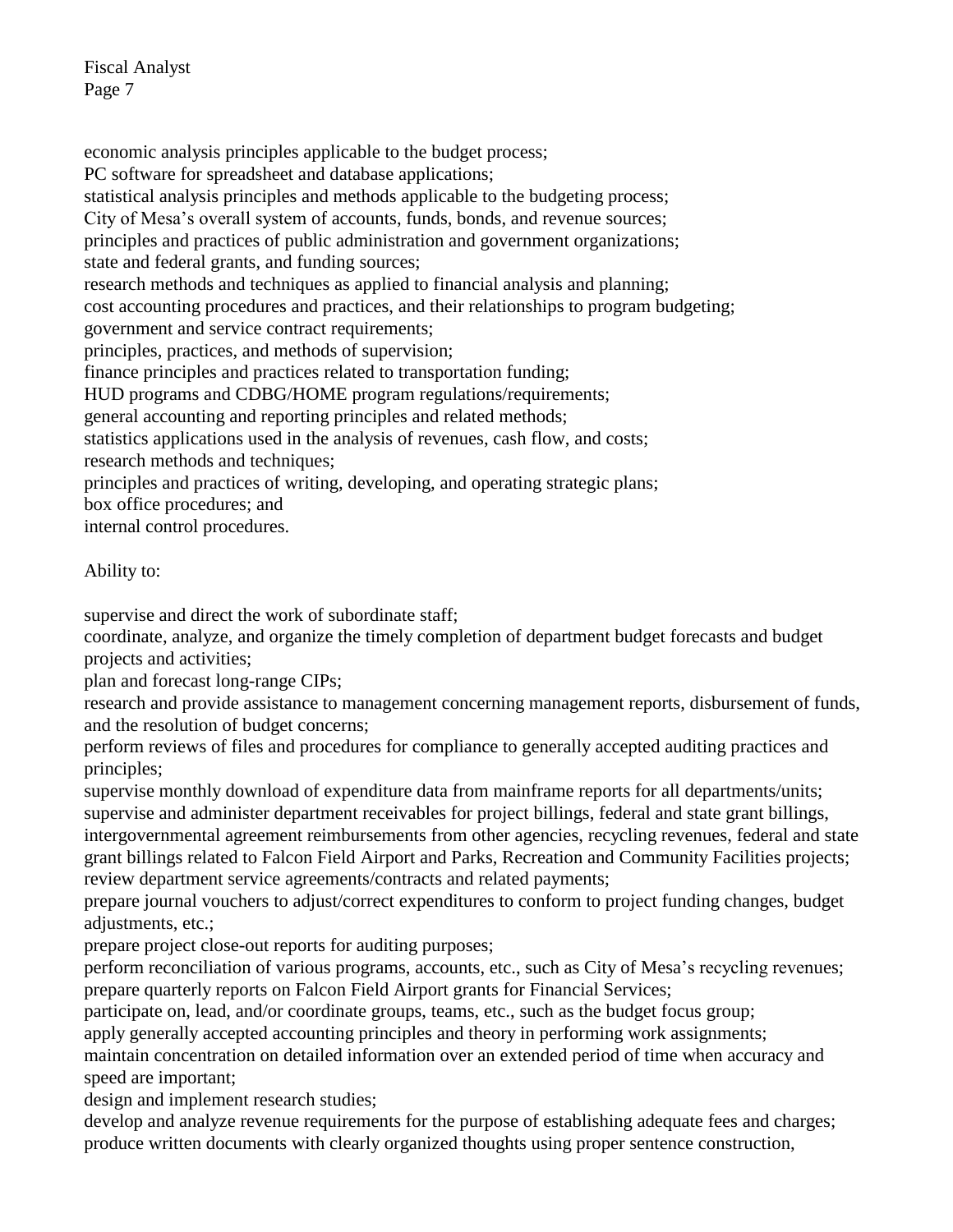economic analysis principles applicable to the budget process;
PC software for spreadsheet and database applications;
statistical analysis principles and methods applicable to the budgeting process;
City of Mesa's overall system of accounts, funds, bonds, and revenue sources;
principles and practices of public administration and government organizations;
state and federal grants, and funding sources;
research methods and techniques as applied to financial analysis and planning;
cost accounting procedures and practices, and their relationships to program budgeting;
government and service contract requirements;
principles, practices, and methods of supervision;
finance principles and practices related to transportation funding;
HUD programs and CDBG/HOME program regulations/requirements;
general accounting and reporting principles and related methods;
statistics applications used in the analysis of revenues, cash flow, and costs;
research methods and techniques;
principles and practices of writing, developing, and operating strategic plans;
box office procedures; and
internal control procedures.

Ability to:

supervise and direct the work of subordinate staff;
coordinate, analyze, and organize the timely completion of department budget forecasts and budget projects and activities;
plan and forecast long-range CIPs;
research and provide assistance to management concerning management reports, disbursement of funds, and the resolution of budget concerns;
perform reviews of files and procedures for compliance to generally accepted auditing practices and principles;
supervise monthly download of expenditure data from mainframe reports for all departments/units;
supervise and administer department receivables for project billings, federal and state grant billings, intergovernmental agreement reimbursements from other agencies, recycling revenues, federal and state grant billings related to Falcon Field Airport and Parks, Recreation and Community Facilities projects;
review department service agreements/contracts and related payments;
prepare journal vouchers to adjust/correct expenditures to conform to project funding changes, budget adjustments, etc.;
prepare project close-out reports for auditing purposes;
perform reconciliation of various programs, accounts, etc., such as City of Mesa's recycling revenues;
prepare quarterly reports on Falcon Field Airport grants for Financial Services;
participate on, lead, and/or coordinate groups, teams, etc., such as the budget focus group;
apply generally accepted accounting principles and theory in performing work assignments;
maintain concentration on detailed information over an extended period of time when accuracy and speed are important;
design and implement research studies;
develop and analyze revenue requirements for the purpose of establishing adequate fees and charges;
produce written documents with clearly organized thoughts using proper sentence construction,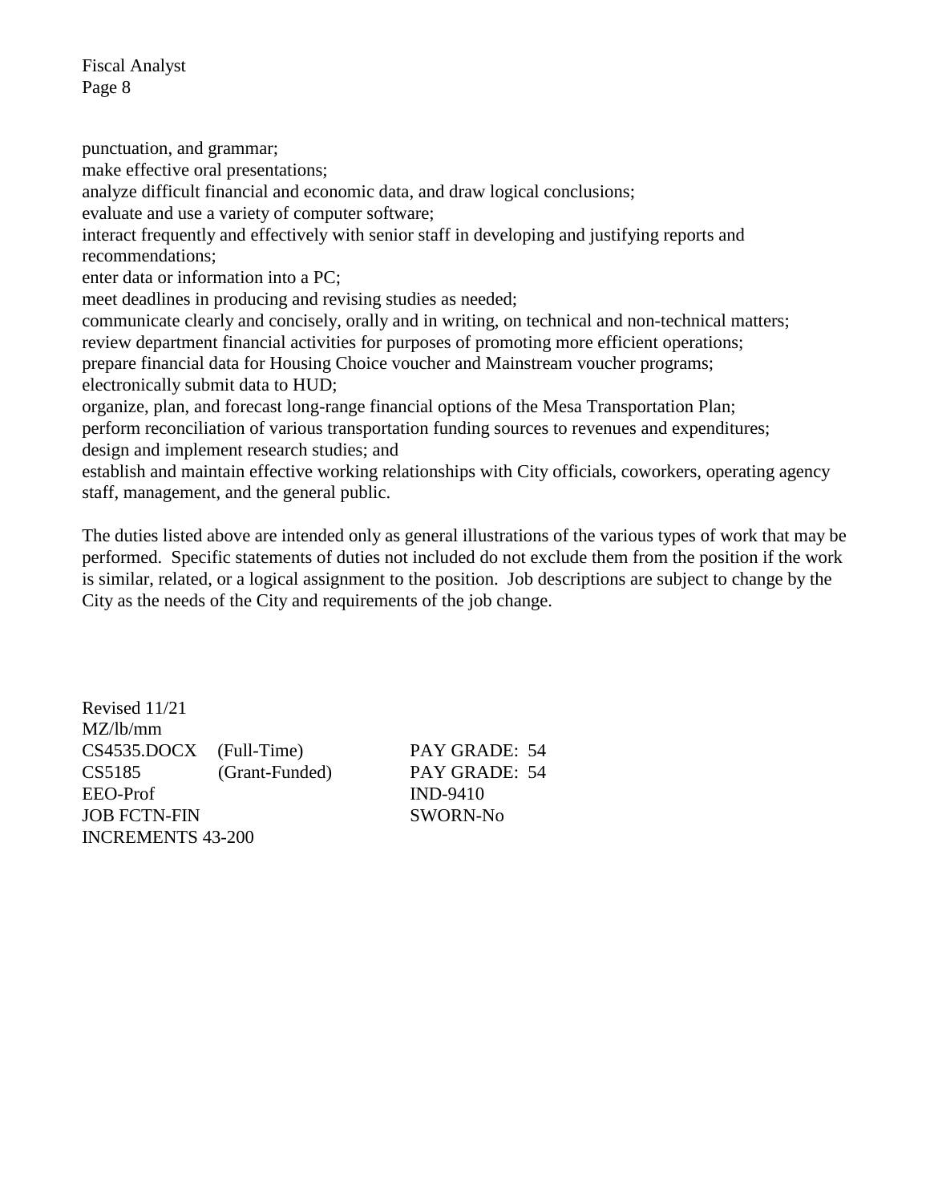punctuation, and grammar;
make effective oral presentations;
analyze difficult financial and economic data, and draw logical conclusions;
evaluate and use a variety of computer software;
interact frequently and effectively with senior staff in developing and justifying reports and recommendations;
enter data or information into a PC;
meet deadlines in producing and revising studies as needed;
communicate clearly and concisely, orally and in writing, on technical and non-technical matters;
review department financial activities for purposes of promoting more efficient operations;
prepare financial data for Housing Choice voucher and Mainstream voucher programs;
electronically submit data to HUD;
organize, plan, and forecast long-range financial options of the Mesa Transportation Plan;
perform reconciliation of various transportation funding sources to revenues and expenditures;
design and implement research studies; and
establish and maintain effective working relationships with City officials, coworkers, operating agency staff, management, and the general public.

The duties listed above are intended only as general illustrations of the various types of work that may be performed. Specific statements of duties not included do not exclude them from the position if the work is similar, related, or a logical assignment to the position. Job descriptions are subject to change by the City as the needs of the City and requirements of the job change.

Revised 11/21
MZ/lb/mm

| | | |
|---|---|---|
| CS4535.DOCX | (Full-Time) | PAY GRADE: 54 |
| CS5185 | (Grant-Funded) | PAY GRADE: 54 |
| EEO-Prof | | IND-9410 |
| JOB FCTN-FIN | | SWORN-No |
| INCREMENTS 43-200 | | |